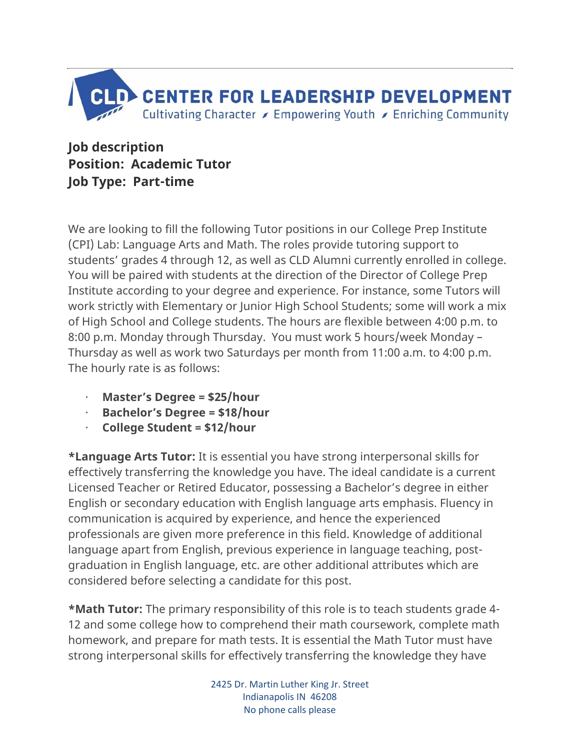# CENTER FOR LEADERSHIP DEVELOPMENT

Cultivating Character ▸ Empowering Youth ▸ Enriching Community

**Job description**
**Position: Academic Tutor**
**Job Type: Part-time**

We are looking to fill the following Tutor positions in our College Prep Institute (CPI) Lab: Language Arts and Math. The roles provide tutoring support to students' grades 4 through 12, as well as CLD Alumni currently enrolled in college. You will be paired with students at the direction of the Director of College Prep Institute according to your degree and experience. For instance, some Tutors will work strictly with Elementary or Junior High School Students; some will work a mix of High School and College students. The hours are flexible between 4:00 p.m. to 8:00 p.m. Monday through Thursday. You must work 5 hours/week Monday – Thursday as well as work two Saturdays per month from 11:00 a.m. to 4:00 p.m. The hourly rate is as follows:

- **Master's Degree = $25/hour**
- **Bachelor's Degree = $18/hour**
- **College Student = $12/hour**

**\*Language Arts Tutor:** It is essential you have strong interpersonal skills for effectively transferring the knowledge you have. The ideal candidate is a current Licensed Teacher or Retired Educator, possessing a Bachelor's degree in either English or secondary education with English language arts emphasis. Fluency in communication is acquired by experience, and hence the experienced professionals are given more preference in this field. Knowledge of additional language apart from English, previous experience in language teaching, post-graduation in English language, etc. are other additional attributes which are considered before selecting a candidate for this post.

**\*Math Tutor:** The primary responsibility of this role is to teach students grade 4-12 and some college how to comprehend their math coursework, complete math homework, and prepare for math tests. It is essential the Math Tutor must have strong interpersonal skills for effectively transferring the knowledge they have

2425 Dr. Martin Luther King Jr. Street
Indianapolis IN 46208
No phone calls please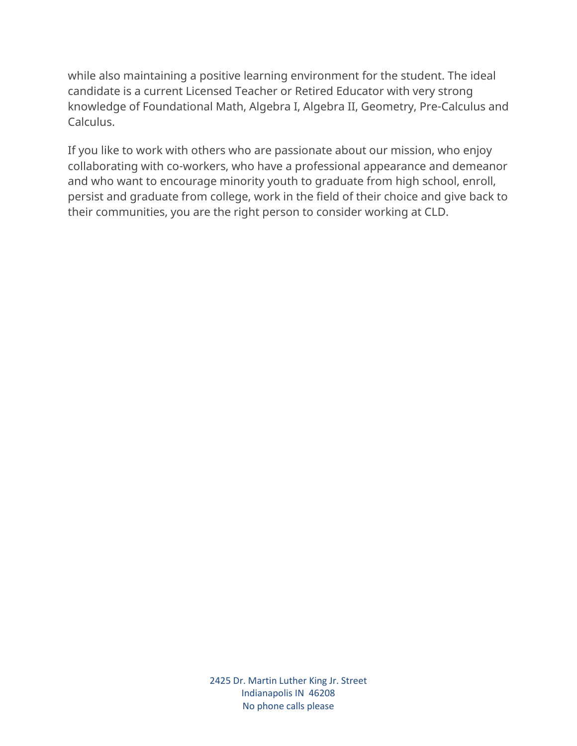while also maintaining a positive learning environment for the student. The ideal candidate is a current Licensed Teacher or Retired Educator with very strong knowledge of Foundational Math, Algebra I, Algebra II, Geometry, Pre-Calculus and Calculus.

If you like to work with others who are passionate about our mission, who enjoy collaborating with co-workers, who have a professional appearance and demeanor and who want to encourage minority youth to graduate from high school, enroll, persist and graduate from college, work in the field of their choice and give back to their communities, you are the right person to consider working at CLD.

2425 Dr. Martin Luther King Jr. Street
Indianapolis IN 46208
No phone calls please